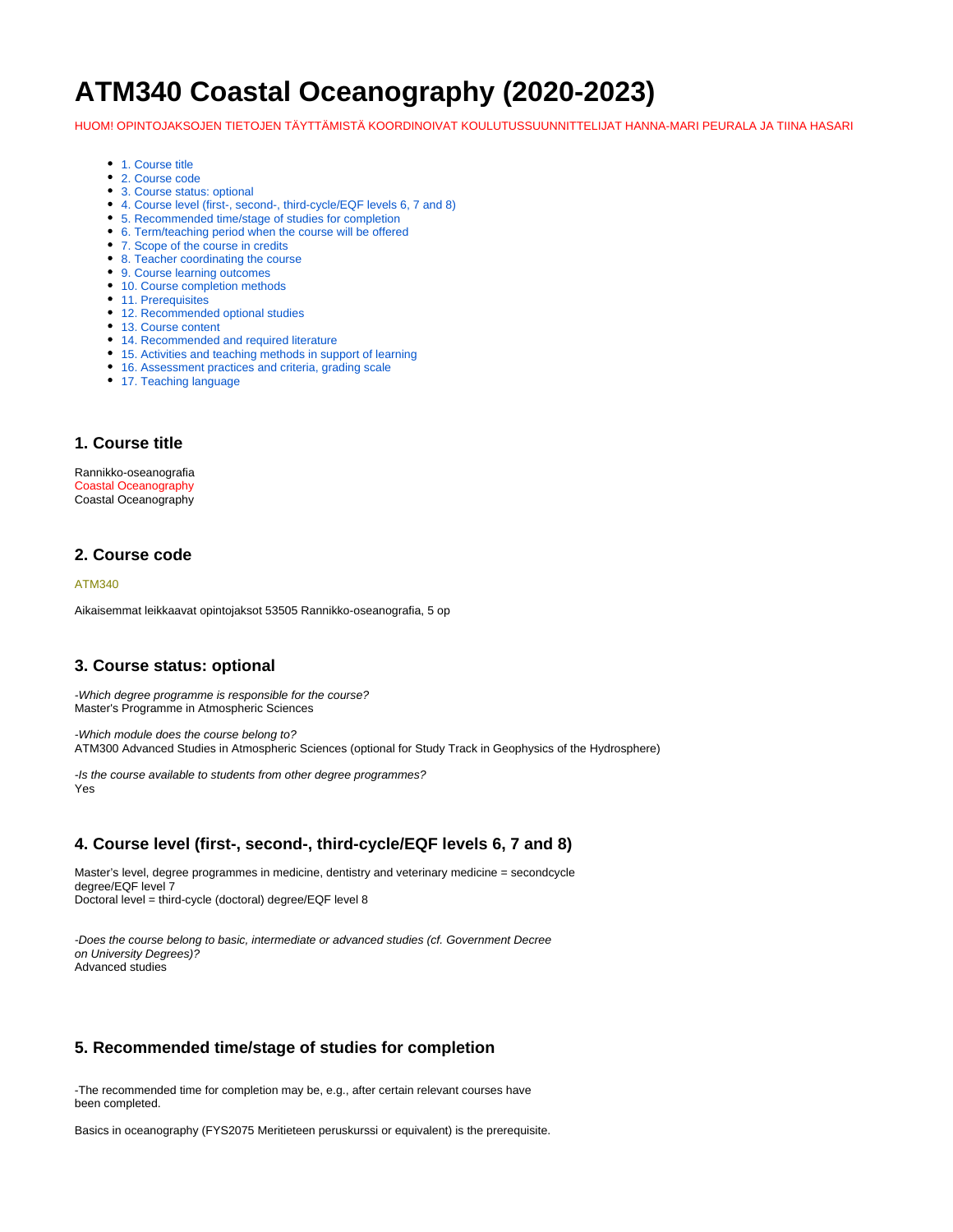# ATM340 Coastal Oceanography (2020-2023)

HUOM! OPINTOJAKSOJEN TIETOJEN TÄYTTÄMISTÄ KOORDINOIVAT KOULUTUSSUUNNITTELIJAT HANNA-MARI PEURALA JA TIINA HASARI

- 1. Course title
- 2. Course code
- 3. Course status: optional
- 4. Course level (first-, second-, third-cycle/EQF levels 6, 7 and 8)
- 5. Recommended time/stage of studies for completion
- 6. Term/teaching period when the course will be offered
- 7. Scope of the course in credits
- 8. Teacher coordinating the course
- 9. Course learning outcomes
- 10. Course completion methods
- 11. Prerequisites
- 12. Recommended optional studies
- 13. Course content
- 14. Recommended and required literature
- 15. Activities and teaching methods in support of learning
- 16. Assessment practices and criteria, grading scale
- 17. Teaching language

## 1. Course title

Rannikko-oseanografia
Coastal Oceanography
Coastal Oceanography

## 2. Course code

ATM340

Aikaisemmat leikkaavat opintojaksot 53505 Rannikko-oseanografia, 5 op

## 3. Course status: optional

*-Which degree programme is responsible for the course?*
Master's Programme in Atmospheric Sciences

*-Which module does the course belong to?*
ATM300 Advanced Studies in Atmospheric Sciences (optional for Study Track in Geophysics of the Hydrosphere)

*-Is the course available to students from other degree programmes?*
Yes

## 4. Course level (first-, second-, third-cycle/EQF levels 6, 7 and 8)

Master's level, degree programmes in medicine, dentistry and veterinary medicine = secondcycle degree/EQF level 7
Doctoral level = third-cycle (doctoral) degree/EQF level 8

*-Does the course belong to basic, intermediate or advanced studies (cf. Government Decree on University Degrees)?*
Advanced studies

## 5. Recommended time/stage of studies for completion

-The recommended time for completion may be, e.g., after certain relevant courses have been completed.

Basics in oceanography (FYS2075 Meritieteen peruskurssi or equivalent) is the prerequisite.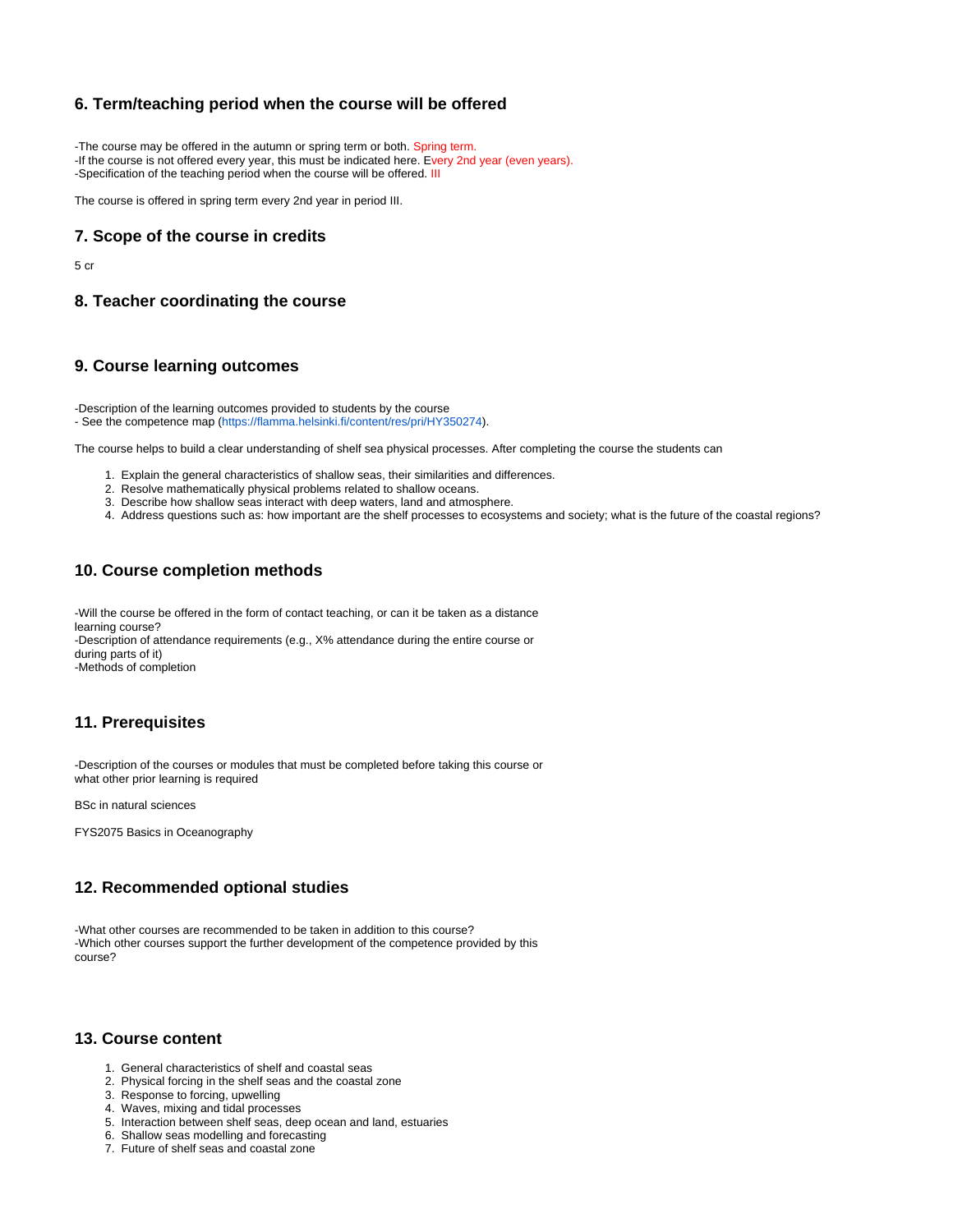## 6. Term/teaching period when the course will be offered

-The course may be offered in the autumn or spring term or both. Spring term.
-If the course is not offered every year, this must be indicated here. Every 2nd year (even years).
-Specification of the teaching period when the course will be offered. III

The course is offered in spring term every 2nd year in period III.

## 7. Scope of the course in credits

5 cr

## 8. Teacher coordinating the course

## 9. Course learning outcomes

-Description of the learning outcomes provided to students by the course
- See the competence map (https://flamma.helsinki.fi/content/res/pri/HY350274).

The course helps to build a clear understanding of shelf sea physical processes. After completing the course the students can

1. Explain the general characteristics of shallow seas, their similarities and differences.
2. Resolve mathematically physical problems related to shallow oceans.
3. Describe how shallow seas interact with deep waters, land and atmosphere.
4. Address questions such as: how important are the shelf processes to ecosystems and society; what is the future of the coastal regions?

## 10. Course completion methods

-Will the course be offered in the form of contact teaching, or can it be taken as a distance learning course?
-Description of attendance requirements (e.g., X% attendance during the entire course or during parts of it)
-Methods of completion

## 11. Prerequisites

-Description of the courses or modules that must be completed before taking this course or what other prior learning is required

BSc in natural sciences

FYS2075 Basics in Oceanography

## 12. Recommended optional studies

-What other courses are recommended to be taken in addition to this course?
-Which other courses support the further development of the competence provided by this course?

## 13. Course content

1. General characteristics of shelf and coastal seas
2. Physical forcing in the shelf seas and the coastal zone
3. Response to forcing, upwelling
4. Waves, mixing and tidal processes
5. Interaction between shelf seas, deep ocean and land, estuaries
6. Shallow seas modelling and forecasting
7. Future of shelf seas and coastal zone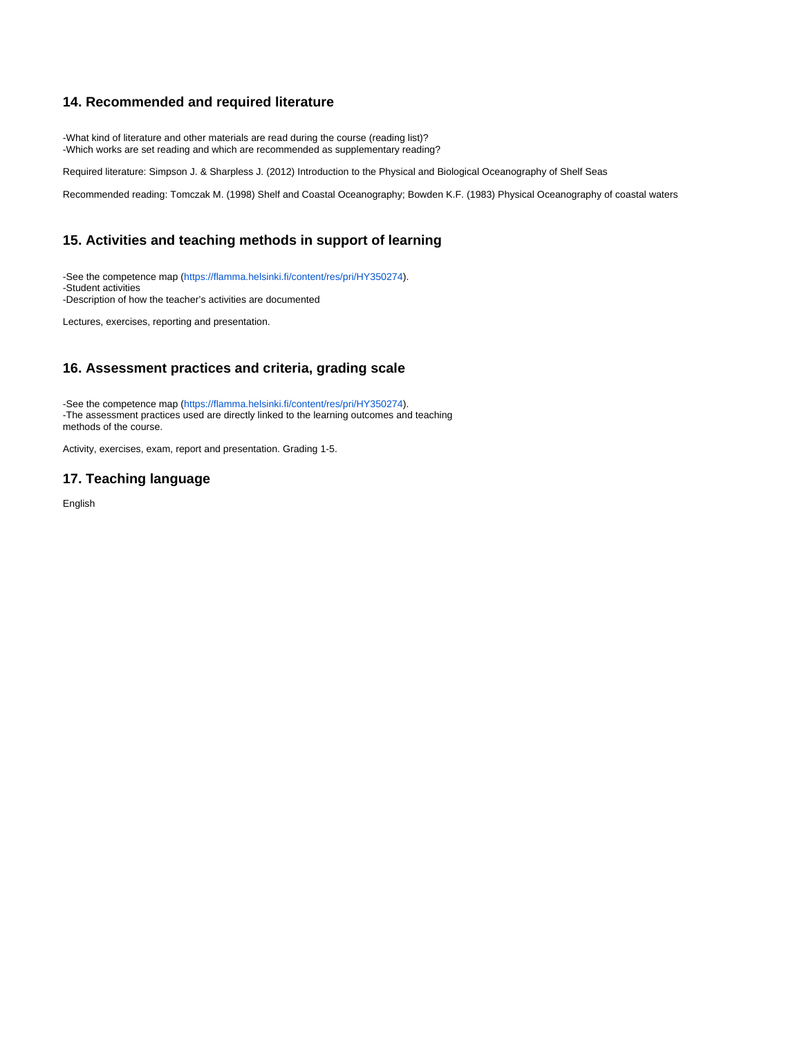## 14. Recommended and required literature

-What kind of literature and other materials are read during the course (reading list)?
-Which works are set reading and which are recommended as supplementary reading?

Required literature: Simpson J. & Sharpless J. (2012) Introduction to the Physical and Biological Oceanography of Shelf Seas

Recommended reading: Tomczak M. (1998) Shelf and Coastal Oceanography; Bowden K.F. (1983) Physical Oceanography of coastal waters

## 15. Activities and teaching methods in support of learning

-See the competence map (https://flamma.helsinki.fi/content/res/pri/HY350274).
-Student activities
-Description of how the teacher's activities are documented

Lectures, exercises, reporting and presentation.

## 16. Assessment practices and criteria, grading scale

-See the competence map (https://flamma.helsinki.fi/content/res/pri/HY350274).
-The assessment practices used are directly linked to the learning outcomes and teaching methods of the course.

Activity, exercises, exam, report and presentation. Grading 1-5.

## 17. Teaching language

English